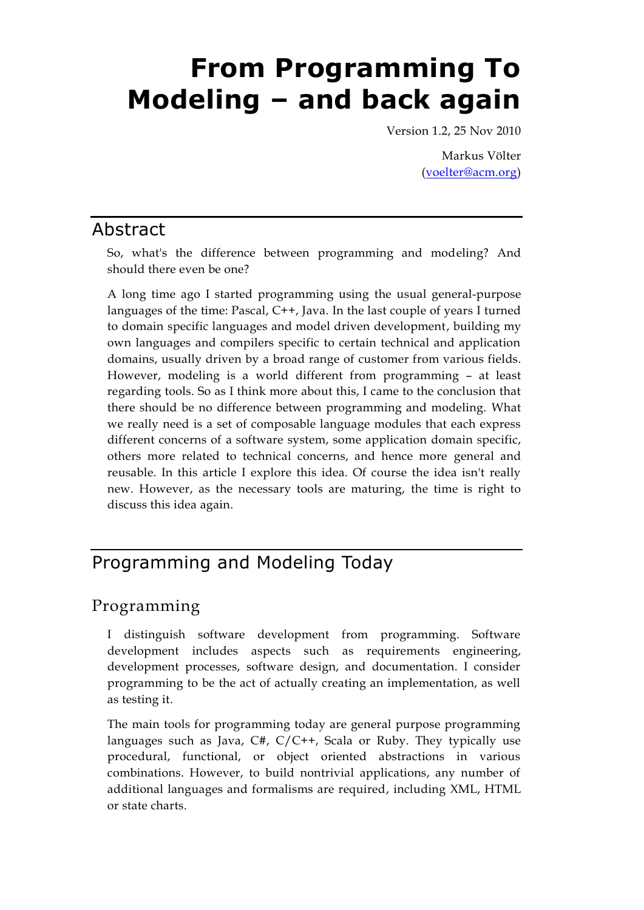# From Programming To Modeling – and back again

Version 1.2, 25 Nov 2010

Markus Völter
(voelter@acm.org)

## Abstract

So, what's the difference between programming and modeling? And should there even be one?

A long time ago I started programming using the usual general-purpose languages of the time: Pascal, C++, Java. In the last couple of years I turned to domain specific languages and model driven development, building my own languages and compilers specific to certain technical and application domains, usually driven by a broad range of customer from various fields. However, modeling is a world different from programming – at least regarding tools. So as I think more about this, I came to the conclusion that there should be no difference between programming and modeling. What we really need is a set of composable language modules that each express different concerns of a software system, some application domain specific, others more related to technical concerns, and hence more general and reusable. In this article I explore this idea. Of course the idea isn't really new. However, as the necessary tools are maturing, the time is right to discuss this idea again.

## Programming and Modeling Today

### Programming

I distinguish software development from programming. Software development includes aspects such as requirements engineering, development processes, software design, and documentation. I consider programming to be the act of actually creating an implementation, as well as testing it.

The main tools for programming today are general purpose programming languages such as Java, C#, C/C++, Scala or Ruby. They typically use procedural, functional, or object oriented abstractions in various combinations. However, to build nontrivial applications, any number of additional languages and formalisms are required, including XML, HTML or state charts.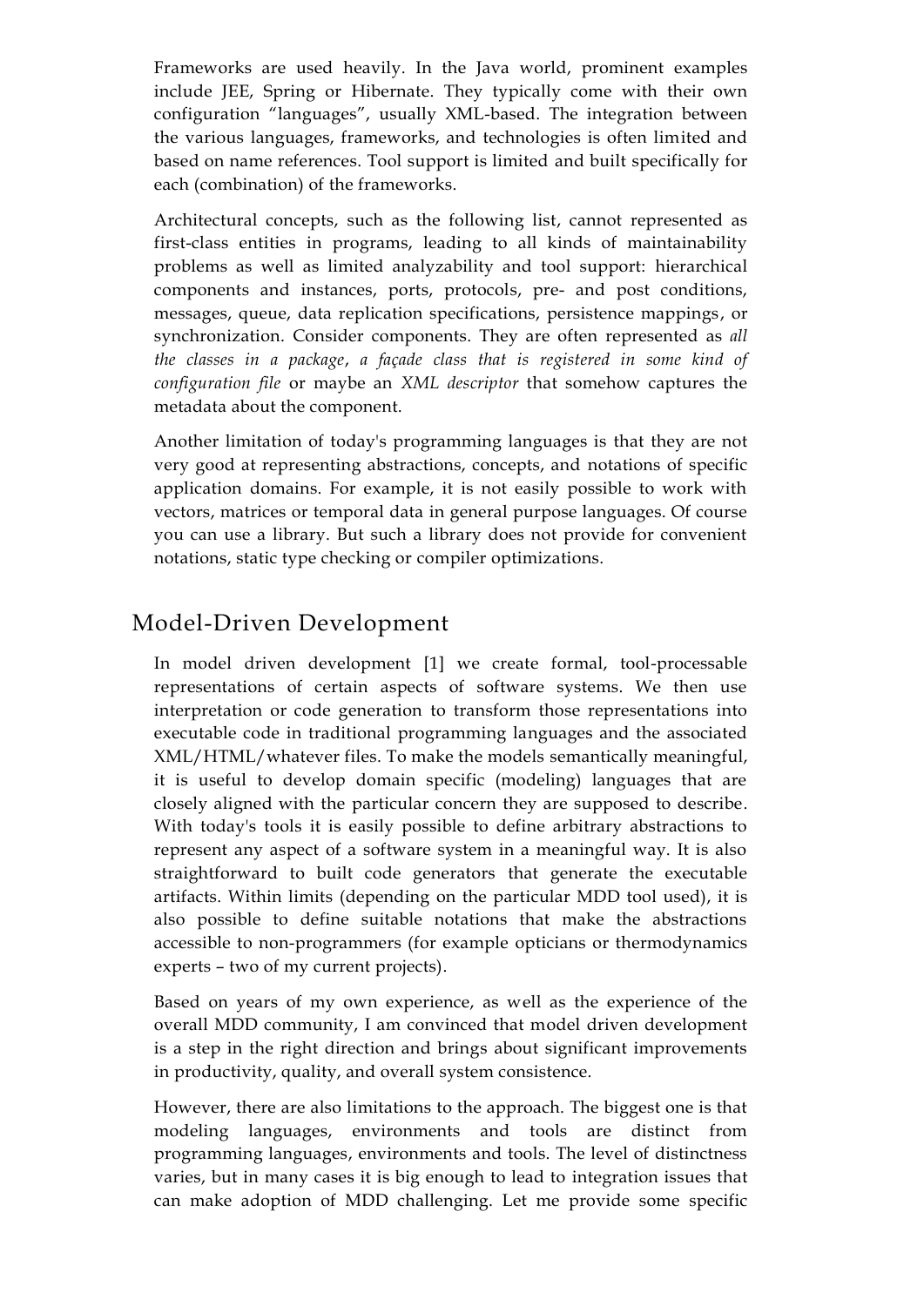Frameworks are used heavily. In the Java world, prominent examples include JEE, Spring or Hibernate. They typically come with their own configuration "languages", usually XML-based. The integration between the various languages, frameworks, and technologies is often limited and based on name references. Tool support is limited and built specifically for each (combination) of the frameworks.

Architectural concepts, such as the following list, cannot represented as first-class entities in programs, leading to all kinds of maintainability problems as well as limited analyzability and tool support: hierarchical components and instances, ports, protocols, pre- and post conditions, messages, queue, data replication specifications, persistence mappings, or synchronization. Consider components. They are often represented as *all the classes in a package*, *a façade class that is registered in some kind of configuration file* or maybe an *XML descriptor* that somehow captures the metadata about the component.

Another limitation of today's programming languages is that they are not very good at representing abstractions, concepts, and notations of specific application domains. For example, it is not easily possible to work with vectors, matrices or temporal data in general purpose languages. Of course you can use a library. But such a library does not provide for convenient notations, static type checking or compiler optimizations.

## Model-Driven Development

In model driven development [1] we create formal, tool-processable representations of certain aspects of software systems. We then use interpretation or code generation to transform those representations into executable code in traditional programming languages and the associated XML/HTML/whatever files. To make the models semantically meaningful, it is useful to develop domain specific (modeling) languages that are closely aligned with the particular concern they are supposed to describe. With today's tools it is easily possible to define arbitrary abstractions to represent any aspect of a software system in a meaningful way. It is also straightforward to built code generators that generate the executable artifacts. Within limits (depending on the particular MDD tool used), it is also possible to define suitable notations that make the abstractions accessible to non-programmers (for example opticians or thermodynamics experts – two of my current projects).

Based on years of my own experience, as well as the experience of the overall MDD community, I am convinced that model driven development is a step in the right direction and brings about significant improvements in productivity, quality, and overall system consistence.

However, there are also limitations to the approach. The biggest one is that modeling languages, environments and tools are distinct from programming languages, environments and tools. The level of distinctness varies, but in many cases it is big enough to lead to integration issues that can make adoption of MDD challenging. Let me provide some specific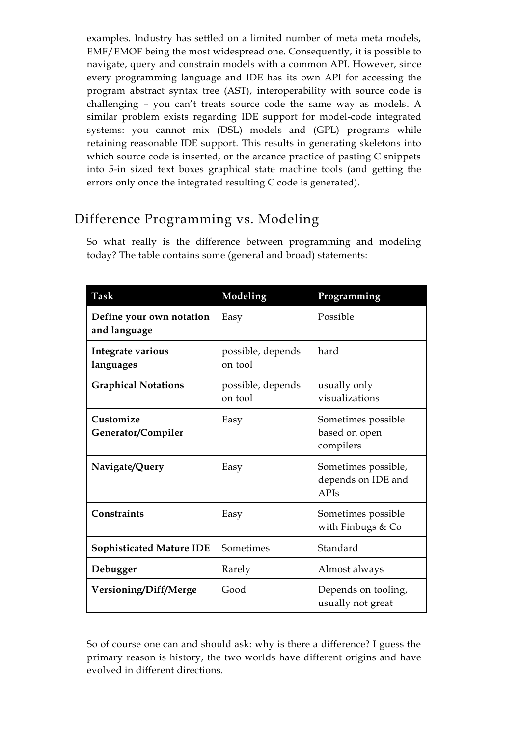examples. Industry has settled on a limited number of meta meta models, EMF/EMOF being the most widespread one. Consequently, it is possible to navigate, query and constrain models with a common API. However, since every programming language and IDE has its own API for accessing the program abstract syntax tree (AST), interoperability with source code is challenging – you can't treats source code the same way as models. A similar problem exists regarding IDE support for model-code integrated systems: you cannot mix (DSL) models and (GPL) programs while retaining reasonable IDE support. This results in generating skeletons into which source code is inserted, or the arcance practice of pasting C snippets into 5-in sized text boxes graphical state machine tools (and getting the errors only once the integrated resulting C code is generated).

## Difference Programming vs. Modeling

So what really is the difference between programming and modeling today? The table contains some (general and broad) statements:

| Task | Modeling | Programming |
|---|---|---|
| **Define your own notation and language** | Easy | Possible |
| **Integrate various languages** | possible, depends on tool | hard |
| **Graphical Notations** | possible, depends on tool | usually only visualizations |
| **Customize Generator/Compiler** | Easy | Sometimes possible based on open compilers |
| **Navigate/Query** | Easy | Sometimes possible, depends on IDE and APIs |
| **Constraints** | Easy | Sometimes possible with Finbugs & Co |
| **Sophisticated Mature IDE** | Sometimes | Standard |
| **Debugger** | Rarely | Almost always |
| **Versioning/Diff/Merge** | Good | Depends on tooling, usually not great |

So of course one can and should ask: why is there a difference? I guess the primary reason is history, the two worlds have different origins and have evolved in different directions.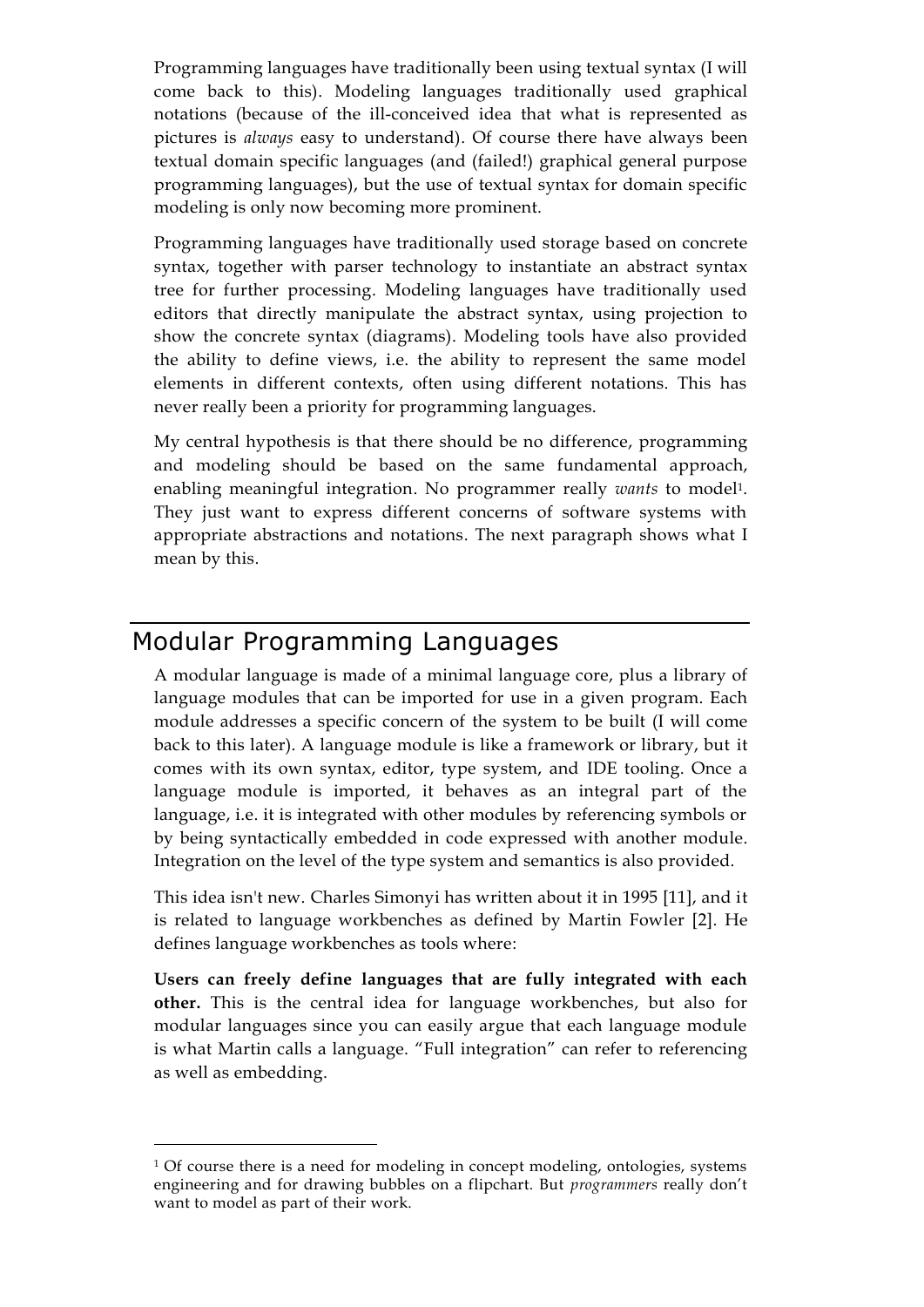Programming languages have traditionally been using textual syntax (I will come back to this). Modeling languages traditionally used graphical notations (because of the ill-conceived idea that what is represented as pictures is *always* easy to understand). Of course there have always been textual domain specific languages (and (failed!) graphical general purpose programming languages), but the use of textual syntax for domain specific modeling is only now becoming more prominent.

Programming languages have traditionally used storage based on concrete syntax, together with parser technology to instantiate an abstract syntax tree for further processing. Modeling languages have traditionally used editors that directly manipulate the abstract syntax, using projection to show the concrete syntax (diagrams). Modeling tools have also provided the ability to define views, i.e. the ability to represent the same model elements in different contexts, often using different notations. This has never really been a priority for programming languages.

My central hypothesis is that there should be no difference, programming and modeling should be based on the same fundamental approach, enabling meaningful integration. No programmer really *wants* to model[1]. They just want to express different concerns of software systems with appropriate abstractions and notations. The next paragraph shows what I mean by this.

## Modular Programming Languages

A modular language is made of a minimal language core, plus a library of language modules that can be imported for use in a given program. Each module addresses a specific concern of the system to be built (I will come back to this later). A language module is like a framework or library, but it comes with its own syntax, editor, type system, and IDE tooling. Once a language module is imported, it behaves as an integral part of the language, i.e. it is integrated with other modules by referencing symbols or by being syntactically embedded in code expressed with another module. Integration on the level of the type system and semantics is also provided.

This idea isn't new. Charles Simonyi has written about it in 1995 [11], and it is related to language workbenches as defined by Martin Fowler [2]. He defines language workbenches as tools where:

**Users can freely define languages that are fully integrated with each other.** This is the central idea for language workbenches, but also for modular languages since you can easily argue that each language module is what Martin calls a language. "Full integration" can refer to referencing as well as embedding.

---

[1] Of course there is a need for modeling in concept modeling, ontologies, systems engineering and for drawing bubbles on a flipchart. But *programmers* really don't want to model as part of their work.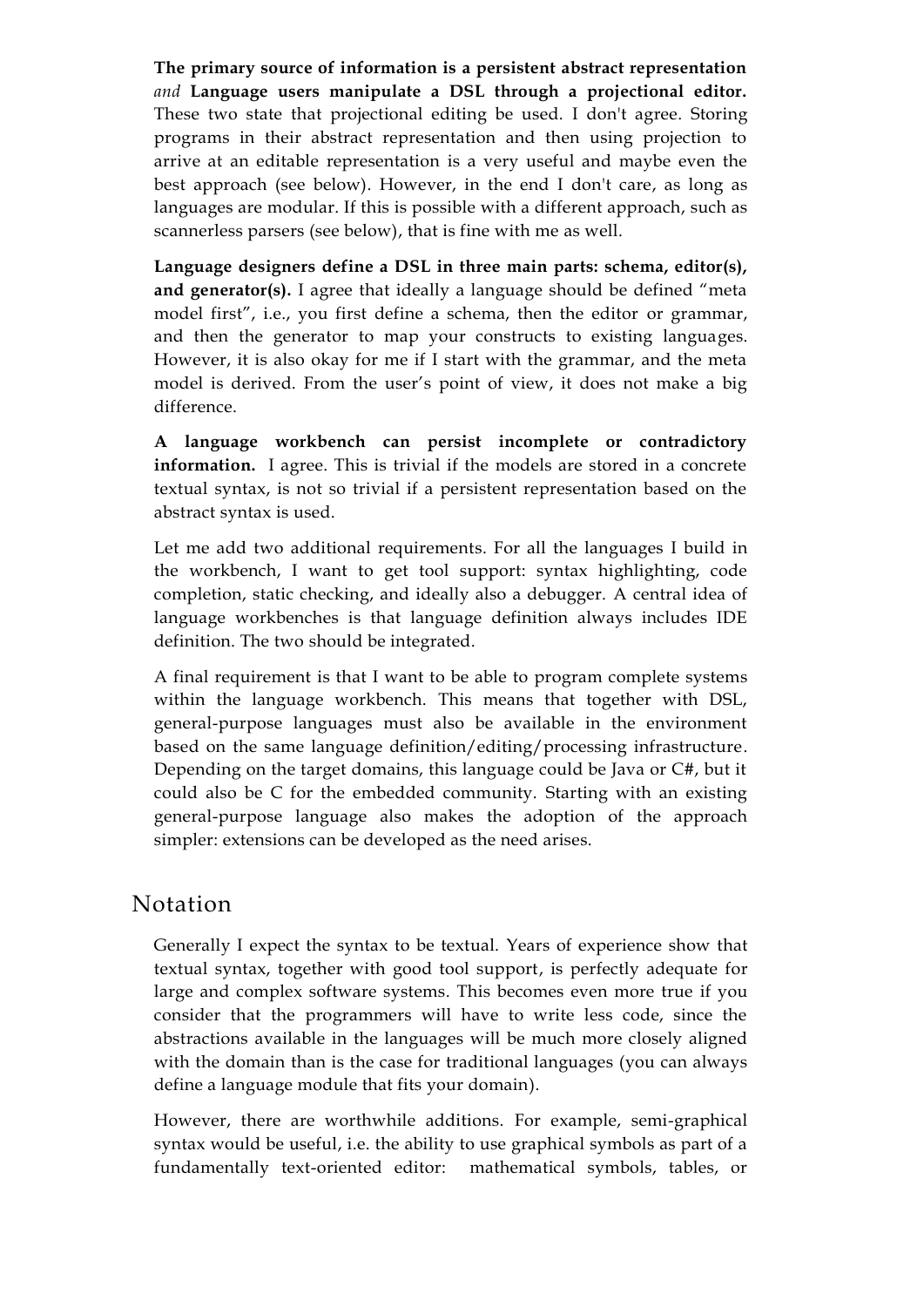**The primary source of information is a persistent abstract representation** *and* **Language users manipulate a DSL through a projectional editor.** These two state that projectional editing be used. I don't agree. Storing programs in their abstract representation and then using projection to arrive at an editable representation is a very useful and maybe even the best approach (see below). However, in the end I don't care, as long as languages are modular. If this is possible with a different approach, such as scannerless parsers (see below), that is fine with me as well.

**Language designers define a DSL in three main parts: schema, editor(s), and generator(s).** I agree that ideally a language should be defined "meta model first", i.e., you first define a schema, then the editor or grammar, and then the generator to map your constructs to existing languages. However, it is also okay for me if I start with the grammar, and the meta model is derived. From the user's point of view, it does not make a big difference.

**A language workbench can persist incomplete or contradictory information.** I agree. This is trivial if the models are stored in a concrete textual syntax, is not so trivial if a persistent representation based on the abstract syntax is used.

Let me add two additional requirements. For all the languages I build in the workbench, I want to get tool support: syntax highlighting, code completion, static checking, and ideally also a debugger. A central idea of language workbenches is that language definition always includes IDE definition. The two should be integrated.

A final requirement is that I want to be able to program complete systems within the language workbench. This means that together with DSL, general-purpose languages must also be available in the environment based on the same language definition/editing/processing infrastructure. Depending on the target domains, this language could be Java or C#, but it could also be C for the embedded community. Starting with an existing general-purpose language also makes the adoption of the approach simpler: extensions can be developed as the need arises.

## Notation

Generally I expect the syntax to be textual. Years of experience show that textual syntax, together with good tool support, is perfectly adequate for large and complex software systems. This becomes even more true if you consider that the programmers will have to write less code, since the abstractions available in the languages will be much more closely aligned with the domain than is the case for traditional languages (you can always define a language module that fits your domain).

However, there are worthwhile additions. For example, semi-graphical syntax would be useful, i.e. the ability to use graphical symbols as part of a fundamentally text-oriented editor: mathematical symbols, tables, or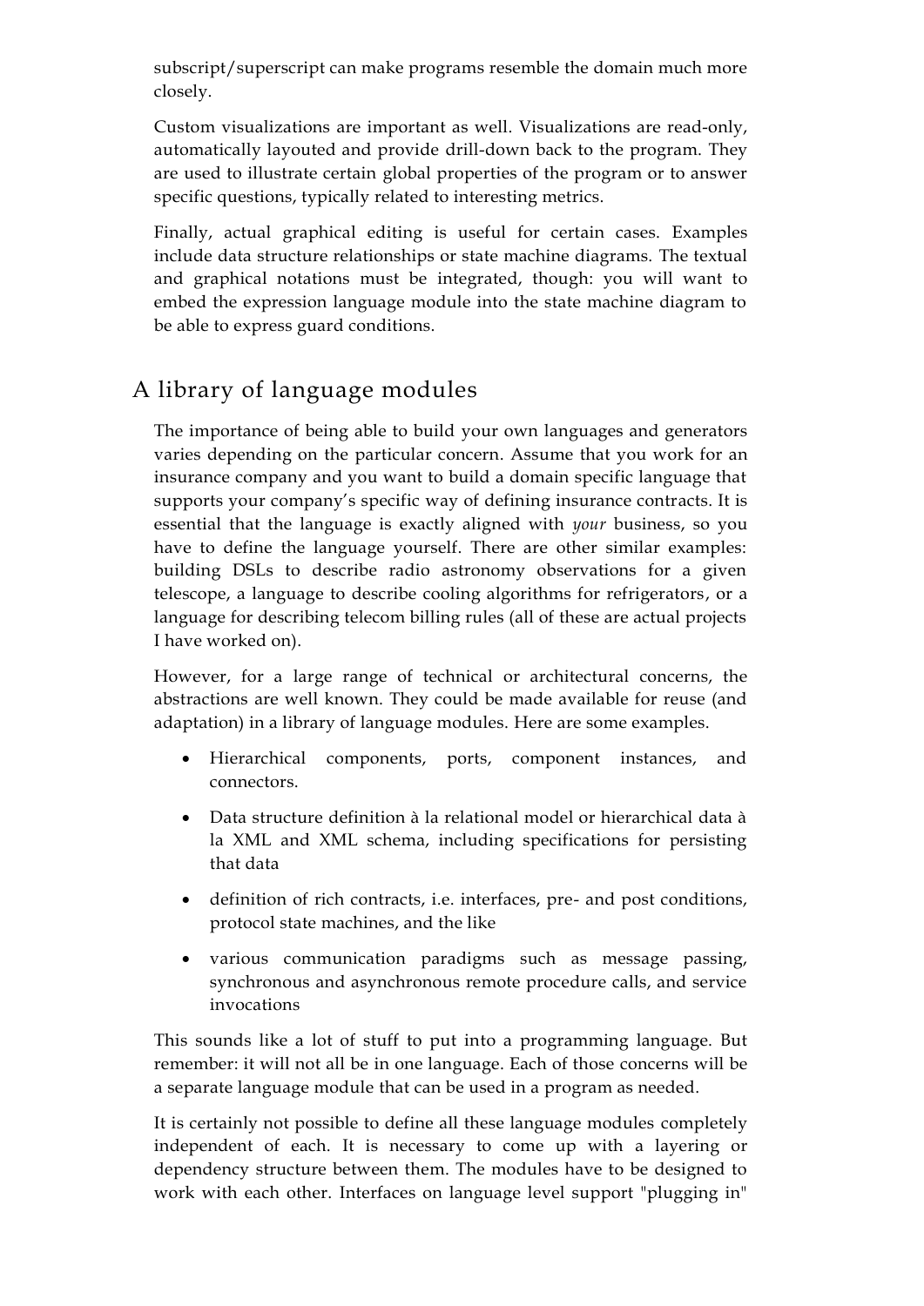subscript/superscript can make programs resemble the domain much more closely.

Custom visualizations are important as well. Visualizations are read-only, automatically layouted and provide drill-down back to the program. They are used to illustrate certain global properties of the program or to answer specific questions, typically related to interesting metrics.

Finally, actual graphical editing is useful for certain cases. Examples include data structure relationships or state machine diagrams. The textual and graphical notations must be integrated, though: you will want to embed the expression language module into the state machine diagram to be able to express guard conditions.

## A library of language modules

The importance of being able to build your own languages and generators varies depending on the particular concern. Assume that you work for an insurance company and you want to build a domain specific language that supports your company's specific way of defining insurance contracts. It is essential that the language is exactly aligned with *your* business, so you have to define the language yourself. There are other similar examples: building DSLs to describe radio astronomy observations for a given telescope, a language to describe cooling algorithms for refrigerators, or a language for describing telecom billing rules (all of these are actual projects I have worked on).

However, for a large range of technical or architectural concerns, the abstractions are well known. They could be made available for reuse (and adaptation) in a library of language modules. Here are some examples.

- Hierarchical components, ports, component instances, and connectors.
- Data structure definition à la relational model or hierarchical data à la XML and XML schema, including specifications for persisting that data
- definition of rich contracts, i.e. interfaces, pre- and post conditions, protocol state machines, and the like
- various communication paradigms such as message passing, synchronous and asynchronous remote procedure calls, and service invocations

This sounds like a lot of stuff to put into a programming language. But remember: it will not all be in one language. Each of those concerns will be a separate language module that can be used in a program as needed.

It is certainly not possible to define all these language modules completely independent of each. It is necessary to come up with a layering or dependency structure between them. The modules have to be designed to work with each other. Interfaces on language level support "plugging in"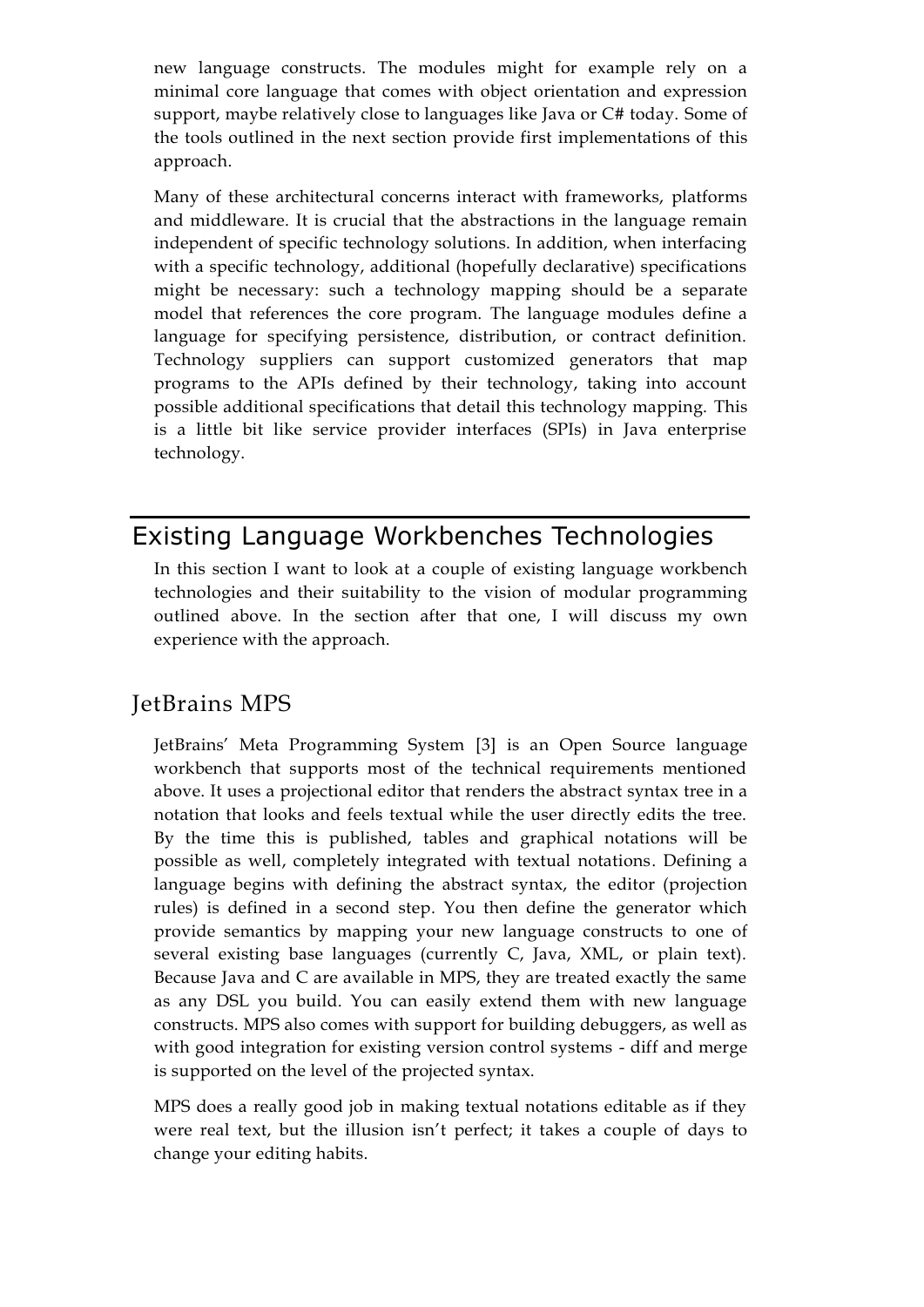new language constructs. The modules might for example rely on a minimal core language that comes with object orientation and expression support, maybe relatively close to languages like Java or C# today. Some of the tools outlined in the next section provide first implementations of this approach.

Many of these architectural concerns interact with frameworks, platforms and middleware. It is crucial that the abstractions in the language remain independent of specific technology solutions. In addition, when interfacing with a specific technology, additional (hopefully declarative) specifications might be necessary: such a technology mapping should be a separate model that references the core program. The language modules define a language for specifying persistence, distribution, or contract definition. Technology suppliers can support customized generators that map programs to the APIs defined by their technology, taking into account possible additional specifications that detail this technology mapping. This is a little bit like service provider interfaces (SPIs) in Java enterprise technology.

# Existing Language Workbenches Technologies

In this section I want to look at a couple of existing language workbench technologies and their suitability to the vision of modular programming outlined above. In the section after that one, I will discuss my own experience with the approach.

## JetBrains MPS

JetBrains' Meta Programming System [3] is an Open Source language workbench that supports most of the technical requirements mentioned above. It uses a projectional editor that renders the abstract syntax tree in a notation that looks and feels textual while the user directly edits the tree. By the time this is published, tables and graphical notations will be possible as well, completely integrated with textual notations. Defining a language begins with defining the abstract syntax, the editor (projection rules) is defined in a second step. You then define the generator which provide semantics by mapping your new language constructs to one of several existing base languages (currently C, Java, XML, or plain text). Because Java and C are available in MPS, they are treated exactly the same as any DSL you build. You can easily extend them with new language constructs. MPS also comes with support for building debuggers, as well as with good integration for existing version control systems - diff and merge is supported on the level of the projected syntax.

MPS does a really good job in making textual notations editable as if they were real text, but the illusion isn't perfect; it takes a couple of days to change your editing habits.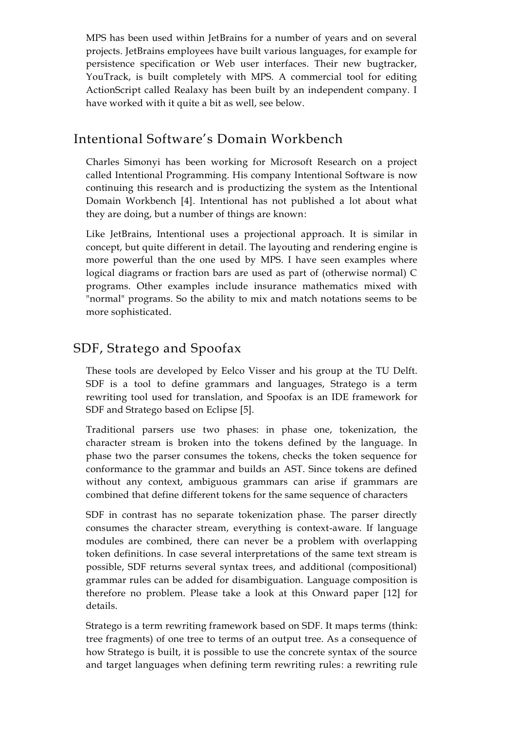MPS has been used within JetBrains for a number of years and on several projects. JetBrains employees have built various languages, for example for persistence specification or Web user interfaces. Their new bugtracker, YouTrack, is built completely with MPS. A commercial tool for editing ActionScript called Realaxy has been built by an independent company. I have worked with it quite a bit as well, see below.

## Intentional Software's Domain Workbench

Charles Simonyi has been working for Microsoft Research on a project called Intentional Programming. His company Intentional Software is now continuing this research and is productizing the system as the Intentional Domain Workbench [4]. Intentional has not published a lot about what they are doing, but a number of things are known:

Like JetBrains, Intentional uses a projectional approach. It is similar in concept, but quite different in detail. The layouting and rendering engine is more powerful than the one used by MPS. I have seen examples where logical diagrams or fraction bars are used as part of (otherwise normal) C programs. Other examples include insurance mathematics mixed with "normal" programs. So the ability to mix and match notations seems to be more sophisticated.

## SDF, Stratego and Spoofax

These tools are developed by Eelco Visser and his group at the TU Delft. SDF is a tool to define grammars and languages, Stratego is a term rewriting tool used for translation, and Spoofax is an IDE framework for SDF and Stratego based on Eclipse [5].

Traditional parsers use two phases: in phase one, tokenization, the character stream is broken into the tokens defined by the language. In phase two the parser consumes the tokens, checks the token sequence for conformance to the grammar and builds an AST. Since tokens are defined without any context, ambiguous grammars can arise if grammars are combined that define different tokens for the same sequence of characters

SDF in contrast has no separate tokenization phase. The parser directly consumes the character stream, everything is context-aware. If language modules are combined, there can never be a problem with overlapping token definitions. In case several interpretations of the same text stream is possible, SDF returns several syntax trees, and additional (compositional) grammar rules can be added for disambiguation. Language composition is therefore no problem. Please take a look at this Onward paper [12] for details.

Stratego is a term rewriting framework based on SDF. It maps terms (think: tree fragments) of one tree to terms of an output tree. As a consequence of how Stratego is built, it is possible to use the concrete syntax of the source and target languages when defining term rewriting rules: a rewriting rule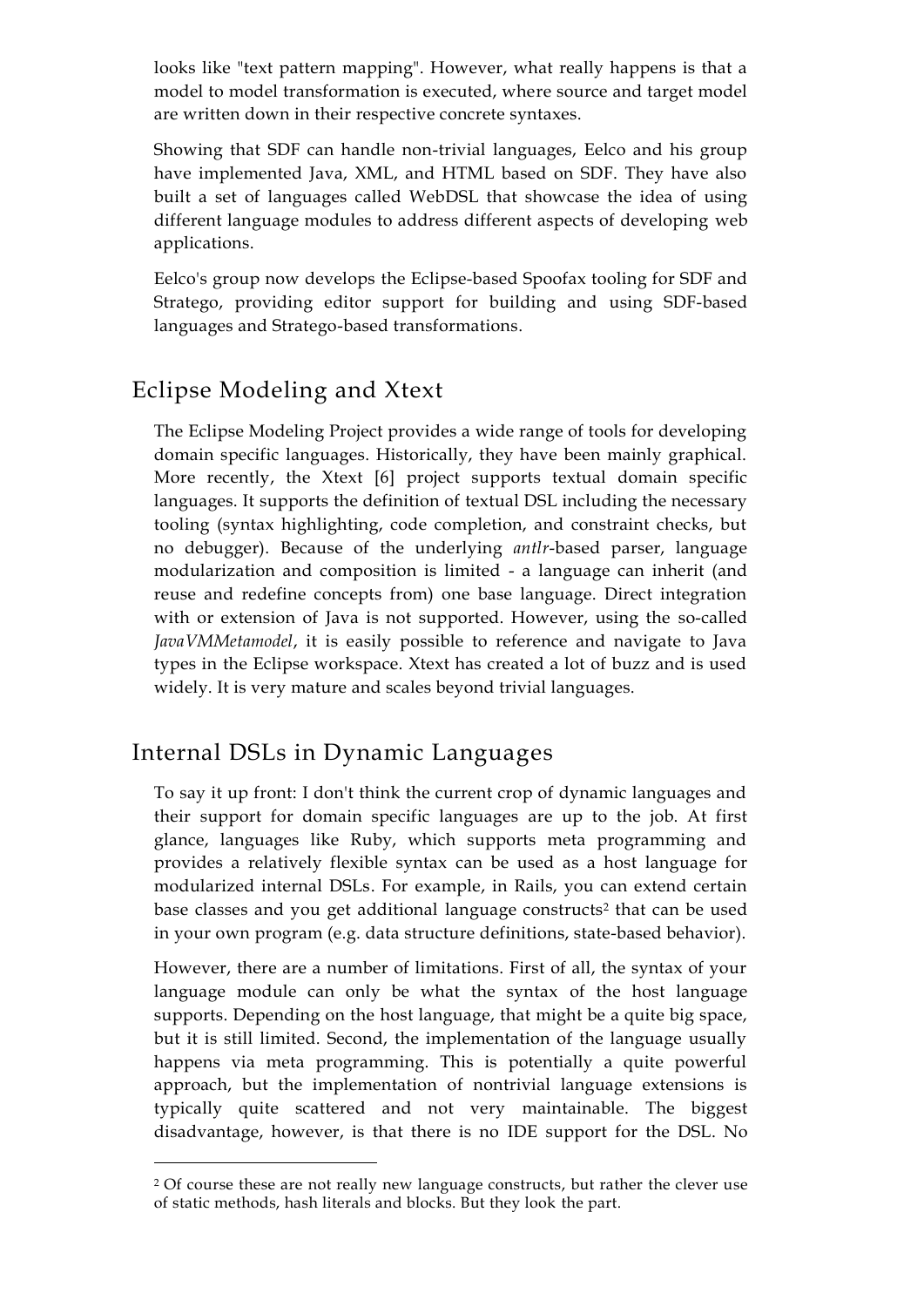looks like "text pattern mapping". However, what really happens is that a model to model transformation is executed, where source and target model are written down in their respective concrete syntaxes.

Showing that SDF can handle non-trivial languages, Eelco and his group have implemented Java, XML, and HTML based on SDF. They have also built a set of languages called WebDSL that showcase the idea of using different language modules to address different aspects of developing web applications.

Eelco's group now develops the Eclipse-based Spoofax tooling for SDF and Stratego, providing editor support for building and using SDF-based languages and Stratego-based transformations.

## Eclipse Modeling and Xtext

The Eclipse Modeling Project provides a wide range of tools for developing domain specific languages. Historically, they have been mainly graphical. More recently, the Xtext [6] project supports textual domain specific languages. It supports the definition of textual DSL including the necessary tooling (syntax highlighting, code completion, and constraint checks, but no debugger). Because of the underlying *antlr*-based parser, language modularization and composition is limited - a language can inherit (and reuse and redefine concepts from) one base language. Direct integration with or extension of Java is not supported. However, using the so-called *JavaVMMetamodel*, it is easily possible to reference and navigate to Java types in the Eclipse workspace. Xtext has created a lot of buzz and is used widely. It is very mature and scales beyond trivial languages.

## Internal DSLs in Dynamic Languages

To say it up front: I don't think the current crop of dynamic languages and their support for domain specific languages are up to the job. At first glance, languages like Ruby, which supports meta programming and provides a relatively flexible syntax can be used as a host language for modularized internal DSLs. For example, in Rails, you can extend certain base classes and you get additional language constructs[2] that can be used in your own program (e.g. data structure definitions, state-based behavior).

However, there are a number of limitations. First of all, the syntax of your language module can only be what the syntax of the host language supports. Depending on the host language, that might be a quite big space, but it is still limited. Second, the implementation of the language usually happens via meta programming. This is potentially a quite powerful approach, but the implementation of nontrivial language extensions is typically quite scattered and not very maintainable. The biggest disadvantage, however, is that there is no IDE support for the DSL. No

---

[2] Of course these are not really new language constructs, but rather the clever use of static methods, hash literals and blocks. But they look the part.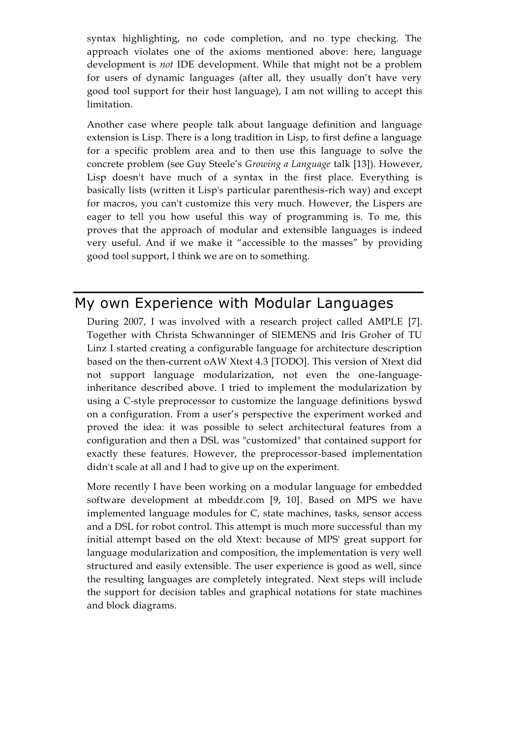syntax highlighting, no code completion, and no type checking. The approach violates one of the axioms mentioned above: here, language development is *not* IDE development. While that might not be a problem for users of dynamic languages (after all, they usually don't have very good tool support for their host language), I am not willing to accept this limitation.

Another case where people talk about language definition and language extension is Lisp. There is a long tradition in Lisp, to first define a language for a specific problem area and to then use this language to solve the concrete problem (see Guy Steele's *Growing a Language* talk [13]). However, Lisp doesn't have much of a syntax in the first place. Everything is basically lists (written it Lisp's particular parenthesis-rich way) and except for macros, you can't customize this very much. However, the Lispers are eager to tell you how useful this way of programming is. To me, this proves that the approach of modular and extensible languages is indeed very useful. And if we make it "accessible to the masses" by providing good tool support, I think we are on to something.

## My own Experience with Modular Languages

During 2007, I was involved with a research project called AMPLE [7]. Together with Christa Schwanninger of SIEMENS and Iris Groher of TU Linz I started creating a configurable language for architecture description based on the then-current oAW Xtext 4.3 [TODO]. This version of Xtext did not support language modularization, not even the one-language-inheritance described above. I tried to implement the modularization by using a C-style preprocessor to customize the language definitions byswd on a configuration. From a user's perspective the experiment worked and proved the idea: it was possible to select architectural features from a configuration and then a DSL was "customized" that contained support for exactly these features. However, the preprocessor-based implementation didn't scale at all and I had to give up on the experiment.

More recently I have been working on a modular language for embedded software development at mbeddr.com [9, 10]. Based on MPS we have implemented language modules for C, state machines, tasks, sensor access and a DSL for robot control. This attempt is much more successful than my initial attempt based on the old Xtext: because of MPS' great support for language modularization and composition, the implementation is very well structured and easily extensible. The user experience is good as well, since the resulting languages are completely integrated. Next steps will include the support for decision tables and graphical notations for state machines and block diagrams.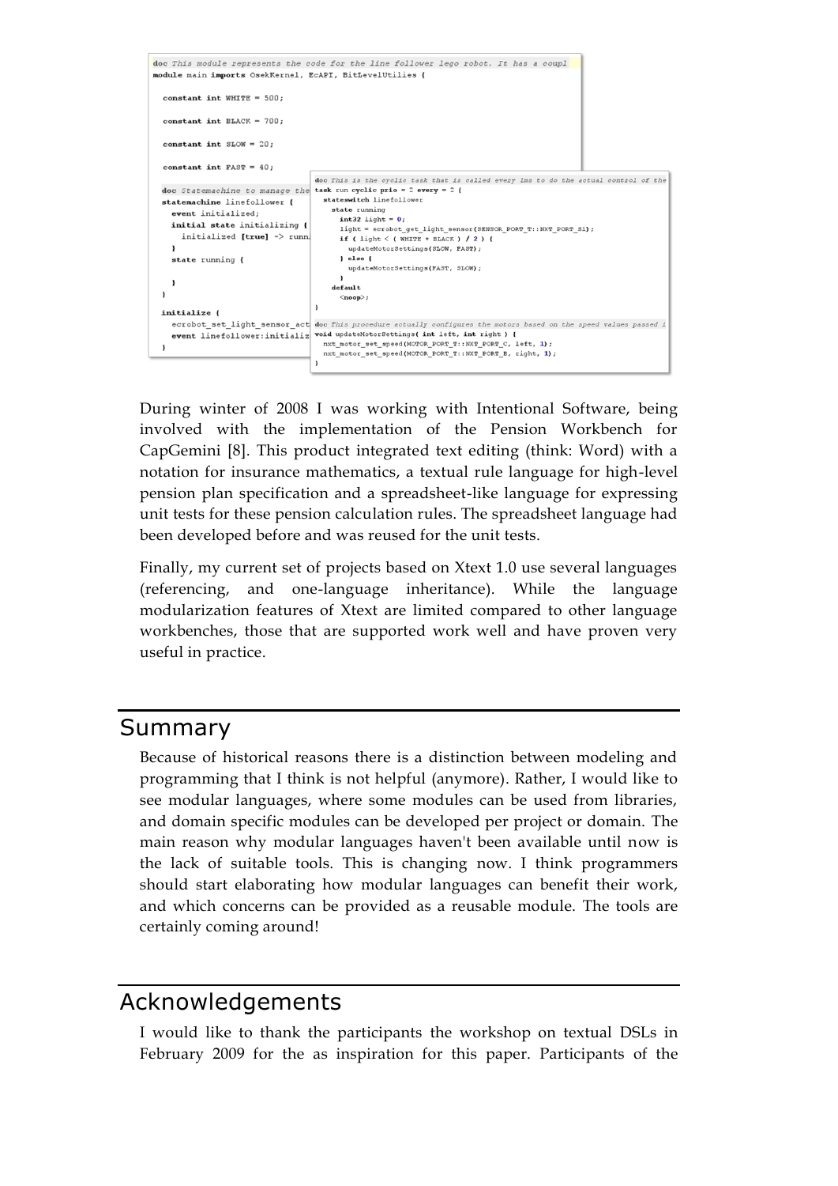```
doc This module represents the code for the line follower lego robot. It has a coupl
module main imports OsekKernel, EcAPI, BitLevelUtilies {

  constant int WHITE = 500;

  constant int BLACK = 700;

  constant int SLOW = 20;

  constant int FAST = 40;

  doc Statemachine to manage the
  statemachine linefollower {
    event initialized;
    initial state initializing {
      initialized [true] -> runn
    }
    state running {

    }
  }

  initialize {
    ecrobot_set_light_sensor_act
    event linefollower:initializ
  }
```

```
doc This is the cyclic task that is called every 1ms to do the actual control of the
task run cyclic prio = 2 every = 2 {
  stateswitch linefollower
    state running
      int32 light = 0;
      light = ecrobot_get_light_sensor(SENSOR_PORT_T::NXT_PORT_S1);
      if ( light < ( WHITE + BLACK ) / 2 ) {
        updateMotorSettings(SLOW, FAST);
      } else {
        updateMotorSettings(FAST, SLOW);
      }
    default
      <noop>;
}

doc This procedure actually configures the motors based on the speed values passed i
void updateMotorSettings( int left, int right ) {
  nxt_motor_set_speed(MOTOR_PORT_T::NXT_PORT_C, left, 1);
  nxt_motor_set_speed(MOTOR_PORT_T::NXT_PORT_B, right, 1);
}
```

During winter of 2008 I was working with Intentional Software, being involved with the implementation of the Pension Workbench for CapGemini [8]. This product integrated text editing (think: Word) with a notation for insurance mathematics, a textual rule language for high-level pension plan specification and a spreadsheet-like language for expressing unit tests for these pension calculation rules. The spreadsheet language had been developed before and was reused for the unit tests.

Finally, my current set of projects based on Xtext 1.0 use several languages (referencing, and one-language inheritance). While the language modularization features of Xtext are limited compared to other language workbenches, those that are supported work well and have proven very useful in practice.

# Summary

Because of historical reasons there is a distinction between modeling and programming that I think is not helpful (anymore). Rather, I would like to see modular languages, where some modules can be used from libraries, and domain specific modules can be developed per project or domain. The main reason why modular languages haven't been available until now is the lack of suitable tools. This is changing now. I think programmers should start elaborating how modular languages can benefit their work, and which concerns can be provided as a reusable module. The tools are certainly coming around!

# Acknowledgements

I would like to thank the participants the workshop on textual DSLs in February 2009 for the as inspiration for this paper. Participants of the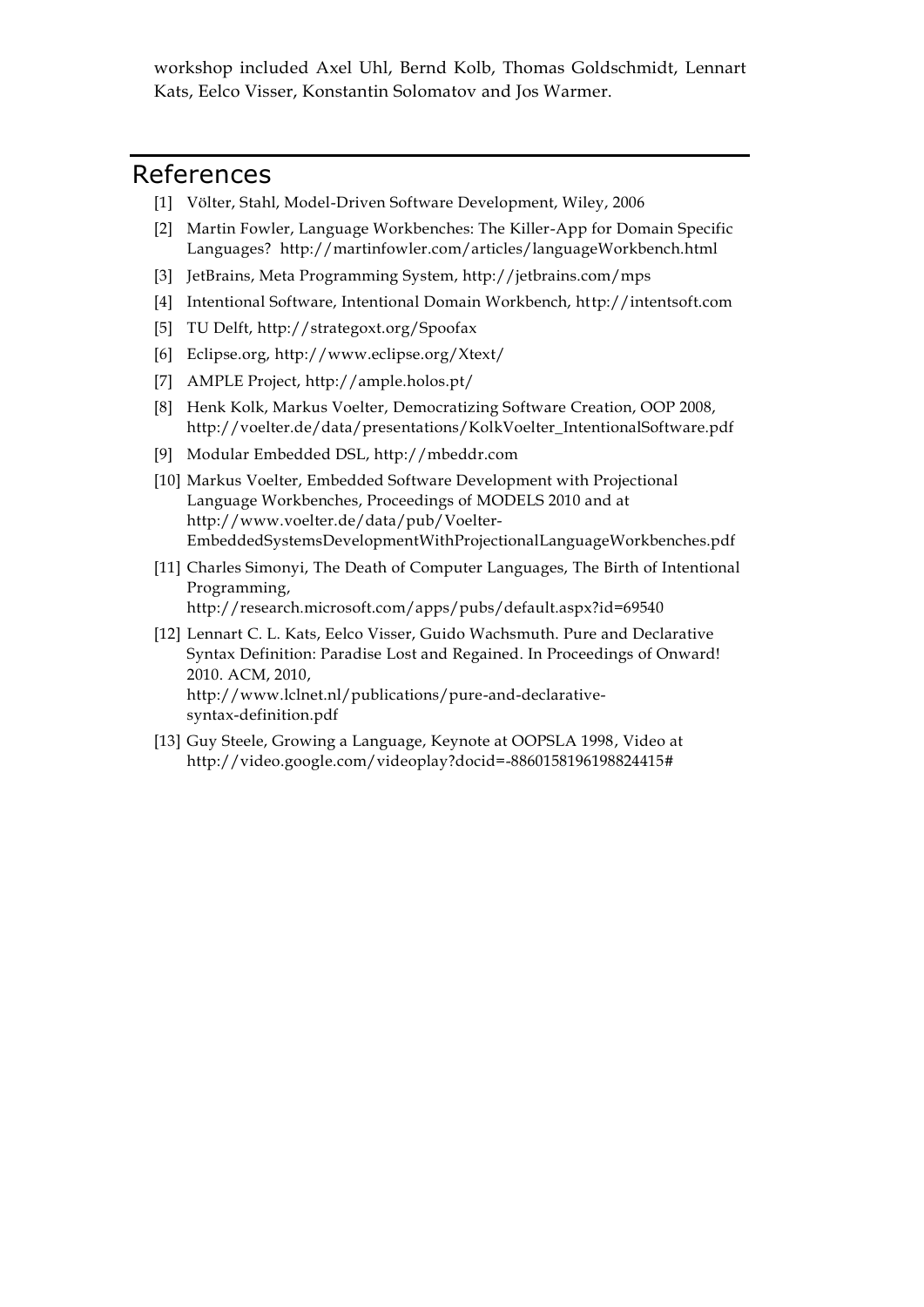workshop included Axel Uhl, Bernd Kolb, Thomas Goldschmidt, Lennart Kats, Eelco Visser, Konstantin Solomatov and Jos Warmer.

# References

[1] Völter, Stahl, Model-Driven Software Development, Wiley, 2006

[2] Martin Fowler, Language Workbenches: The Killer-App for Domain Specific Languages? http://martinfowler.com/articles/languageWorkbench.html

[3] JetBrains, Meta Programming System, http://jetbrains.com/mps

[4] Intentional Software, Intentional Domain Workbench, http://intentsoft.com

[5] TU Delft, http://strategoxt.org/Spoofax

[6] Eclipse.org, http://www.eclipse.org/Xtext/

[7] AMPLE Project, http://ample.holos.pt/

[8] Henk Kolk, Markus Voelter, Democratizing Software Creation, OOP 2008, http://voelter.de/data/presentations/KolkVoelter_IntentionalSoftware.pdf

[9] Modular Embedded DSL, http://mbeddr.com

[10] Markus Voelter, Embedded Software Development with Projectional Language Workbenches, Proceedings of MODELS 2010 and at http://www.voelter.de/data/pub/Voelter-EmbeddedSystemsDevelopmentWithProjectionalLanguageWorkbenches.pdf

[11] Charles Simonyi, The Death of Computer Languages, The Birth of Intentional Programming, http://research.microsoft.com/apps/pubs/default.aspx?id=69540

[12] Lennart C. L. Kats, Eelco Visser, Guido Wachsmuth. Pure and Declarative Syntax Definition: Paradise Lost and Regained. In Proceedings of Onward! 2010. ACM, 2010, http://www.lclnet.nl/publications/pure-and-declarative-syntax-definition.pdf

[13] Guy Steele, Growing a Language, Keynote at OOPSLA 1998, Video at http://video.google.com/videoplay?docid=-8860158196198824415#